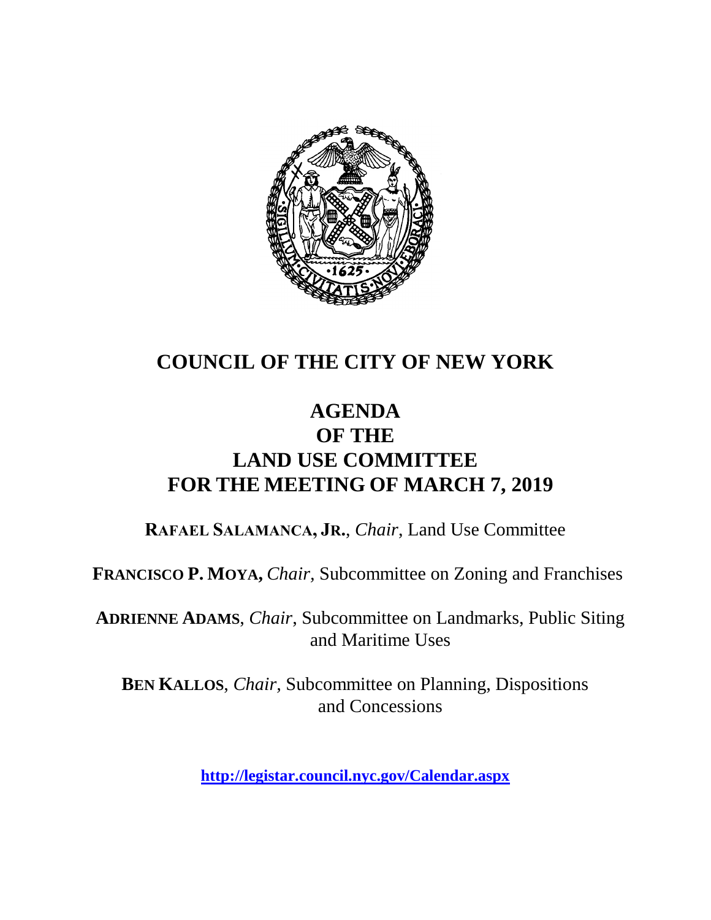# COUNCIL OF THE CITY OF NEW YORK

## AGENDA
## OF THE
## LAND USE COMMITTEE
## FOR THE MEETING OF MARCH 7, 2019

**RAFAEL SALAMANCA, JR.**, *Chair*, Land Use Committee

**FRANCISCO P. MOYA,** *Chair,* Subcommittee on Zoning and Franchises

**ADRIENNE ADAMS**, *Chair*, Subcommittee on Landmarks, Public Siting and Maritime Uses

**BEN KALLOS**, *Chair*, Subcommittee on Planning, Dispositions and Concessions

**http://legistar.council.nyc.gov/Calendar.aspx**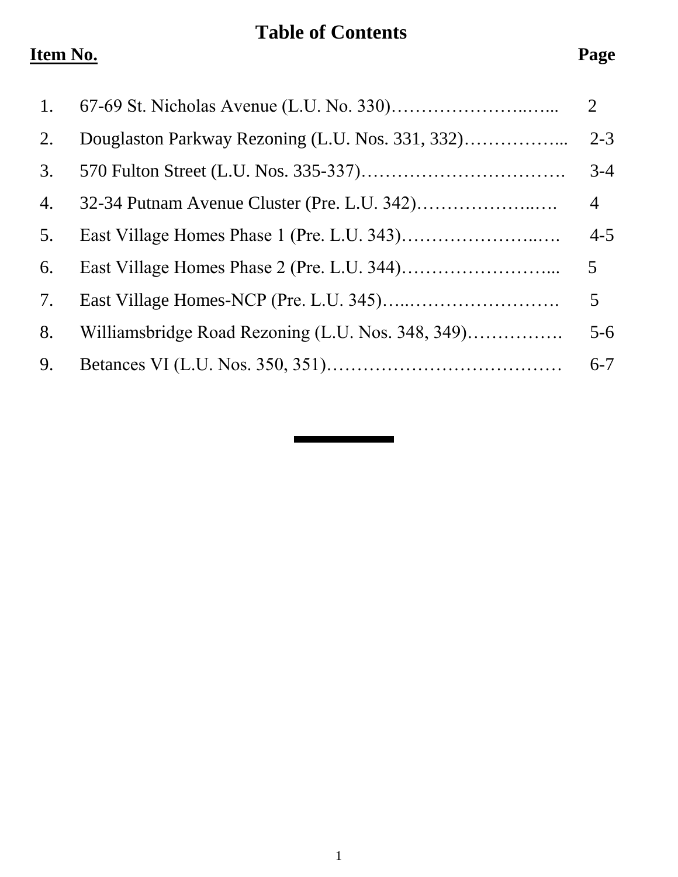# Table of Contents

| Item No. | | Page |
|---|---|---|
| 1. | 67-69 St. Nicholas Avenue (L.U. No. 330)…………………..…... | 2 |
| 2. | Douglaston Parkway Rezoning (L.U. Nos. 331, 332)……………... | 2-3 |
| 3. | 570 Fulton Street (L.U. Nos. 335-337)……………………………. | 3-4 |
| 4. | 32-34 Putnam Avenue Cluster (Pre. L.U. 342)………………..…. | 4 |
| 5. | East Village Homes Phase 1 (Pre. L.U. 343)…………………..…. | 4-5 |
| 6. | East Village Homes Phase 2 (Pre. L.U. 344)……………………... | 5 |
| 7. | East Village Homes-NCP (Pre. L.U. 345)…..……………………. | 5 |
| 8. | Williamsbridge Road Rezoning (L.U. Nos. 348, 349)……………. | 5-6 |
| 9. | Betances VI (L.U. Nos. 350, 351)………………………………… | 6-7 |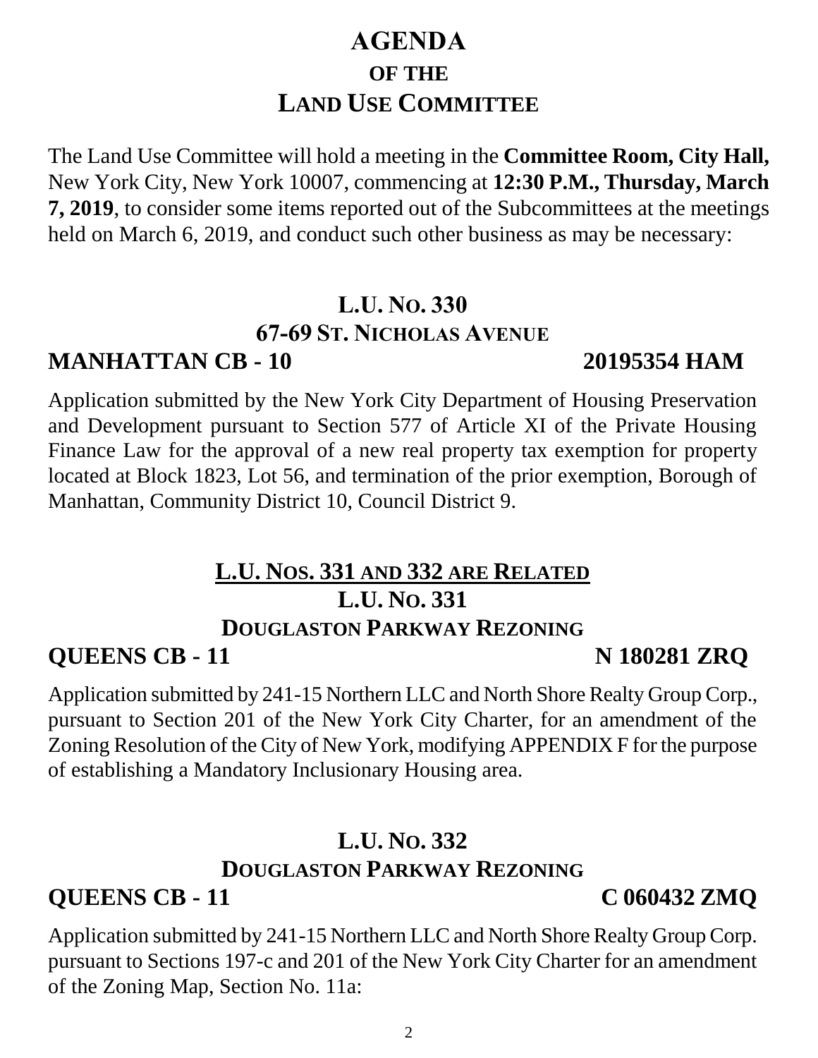# AGENDA
## OF THE
## LAND USE COMMITTEE

The Land Use Committee will hold a meeting in the **Committee Room, City Hall,** New York City, New York 10007, commencing at **12:30 P.M., Thursday, March 7, 2019**, to consider some items reported out of the Subcommittees at the meetings held on March 6, 2019, and conduct such other business as may be necessary:

## L.U. NO. 330
### 67-69 ST. NICHOLAS AVENUE
**MANHATTAN CB - 10** **20195354 HAM**

Application submitted by the New York City Department of Housing Preservation and Development pursuant to Section 577 of Article XI of the Private Housing Finance Law for the approval of a new real property tax exemption for property located at Block 1823, Lot 56, and termination of the prior exemption, Borough of Manhattan, Community District 10, Council District 9.

## L.U. NOS. 331 AND 332 ARE RELATED
## L.U. NO. 331
### DOUGLASTON PARKWAY REZONING
**QUEENS CB - 11** **N 180281 ZRQ**

Application submitted by 241-15 Northern LLC and North Shore Realty Group Corp., pursuant to Section 201 of the New York City Charter, for an amendment of the Zoning Resolution of the City of New York, modifying APPENDIX F for the purpose of establishing a Mandatory Inclusionary Housing area.

## L.U. NO. 332
### DOUGLASTON PARKWAY REZONING
**QUEENS CB - 11** **C 060432 ZMQ**

Application submitted by 241-15 Northern LLC and North Shore Realty Group Corp. pursuant to Sections 197-c and 201 of the New York City Charter for an amendment of the Zoning Map, Section No. 11a: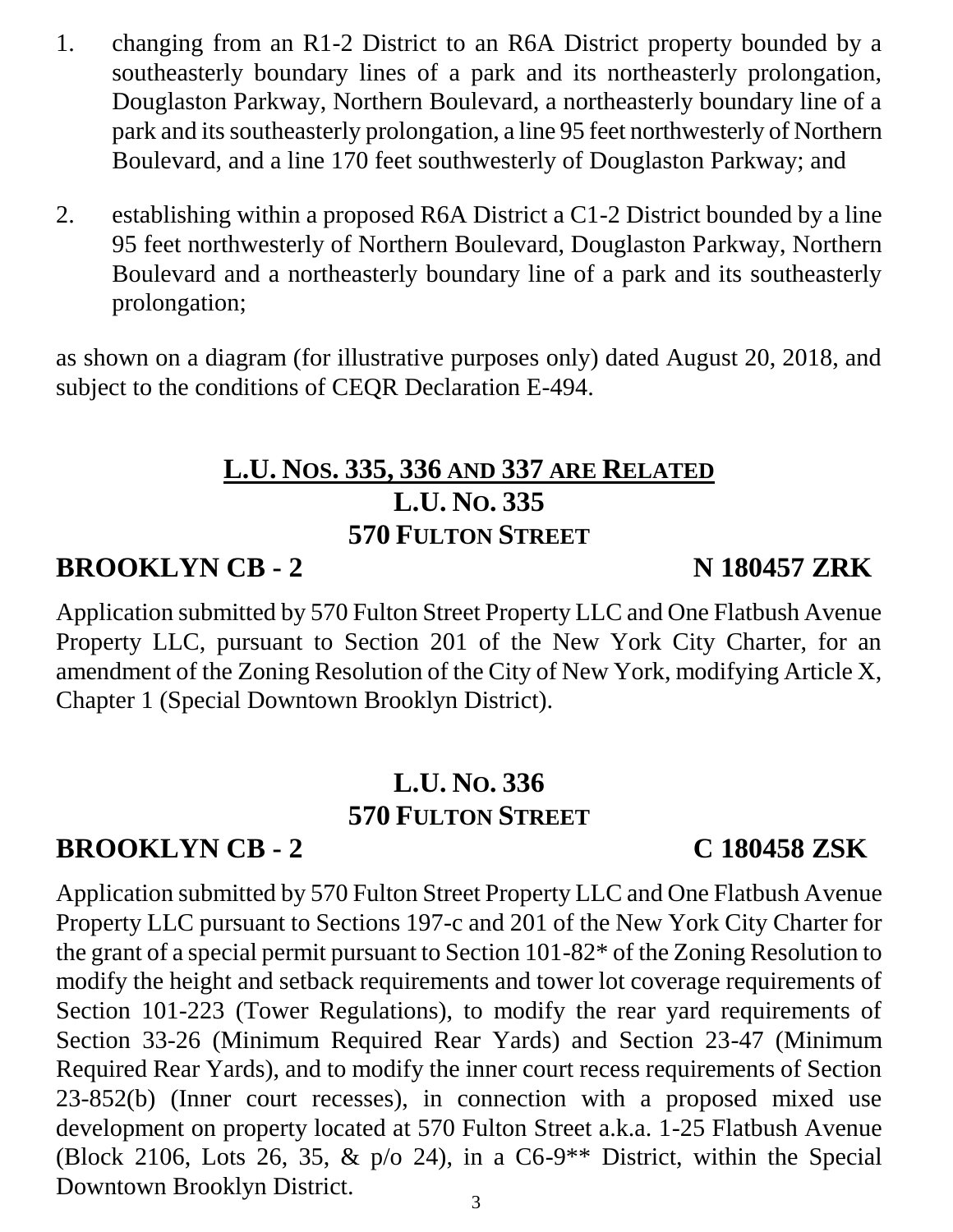1. changing from an R1-2 District to an R6A District property bounded by a southeasterly boundary lines of a park and its northeasterly prolongation, Douglaston Parkway, Northern Boulevard, a northeasterly boundary line of a park and its southeasterly prolongation, a line 95 feet northwesterly of Northern Boulevard, and a line 170 feet southwesterly of Douglaston Parkway; and

2. establishing within a proposed R6A District a C1-2 District bounded by a line 95 feet northwesterly of Northern Boulevard, Douglaston Parkway, Northern Boulevard and a northeasterly boundary line of a park and its southeasterly prolongation;

as shown on a diagram (for illustrative purposes only) dated August 20, 2018, and subject to the conditions of CEQR Declaration E-494.

## L.U. NOS. 335, 336 AND 337 ARE RELATED

## L.U. NO. 335
## 570 FULTON STREET

**BROOKLYN CB - 2** **N 180457 ZRK**

Application submitted by 570 Fulton Street Property LLC and One Flatbush Avenue Property LLC, pursuant to Section 201 of the New York City Charter, for an amendment of the Zoning Resolution of the City of New York, modifying Article X, Chapter 1 (Special Downtown Brooklyn District).

## L.U. NO. 336
## 570 FULTON STREET

**BROOKLYN CB - 2** **C 180458 ZSK**

Application submitted by 570 Fulton Street Property LLC and One Flatbush Avenue Property LLC pursuant to Sections 197-c and 201 of the New York City Charter for the grant of a special permit pursuant to Section 101-82* of the Zoning Resolution to modify the height and setback requirements and tower lot coverage requirements of Section 101-223 (Tower Regulations), to modify the rear yard requirements of Section 33-26 (Minimum Required Rear Yards) and Section 23-47 (Minimum Required Rear Yards), and to modify the inner court recess requirements of Section 23-852(b) (Inner court recesses), in connection with a proposed mixed use development on property located at 570 Fulton Street a.k.a. 1-25 Flatbush Avenue (Block 2106, Lots 26, 35, & p/o 24), in a C6-9** District, within the Special Downtown Brooklyn District.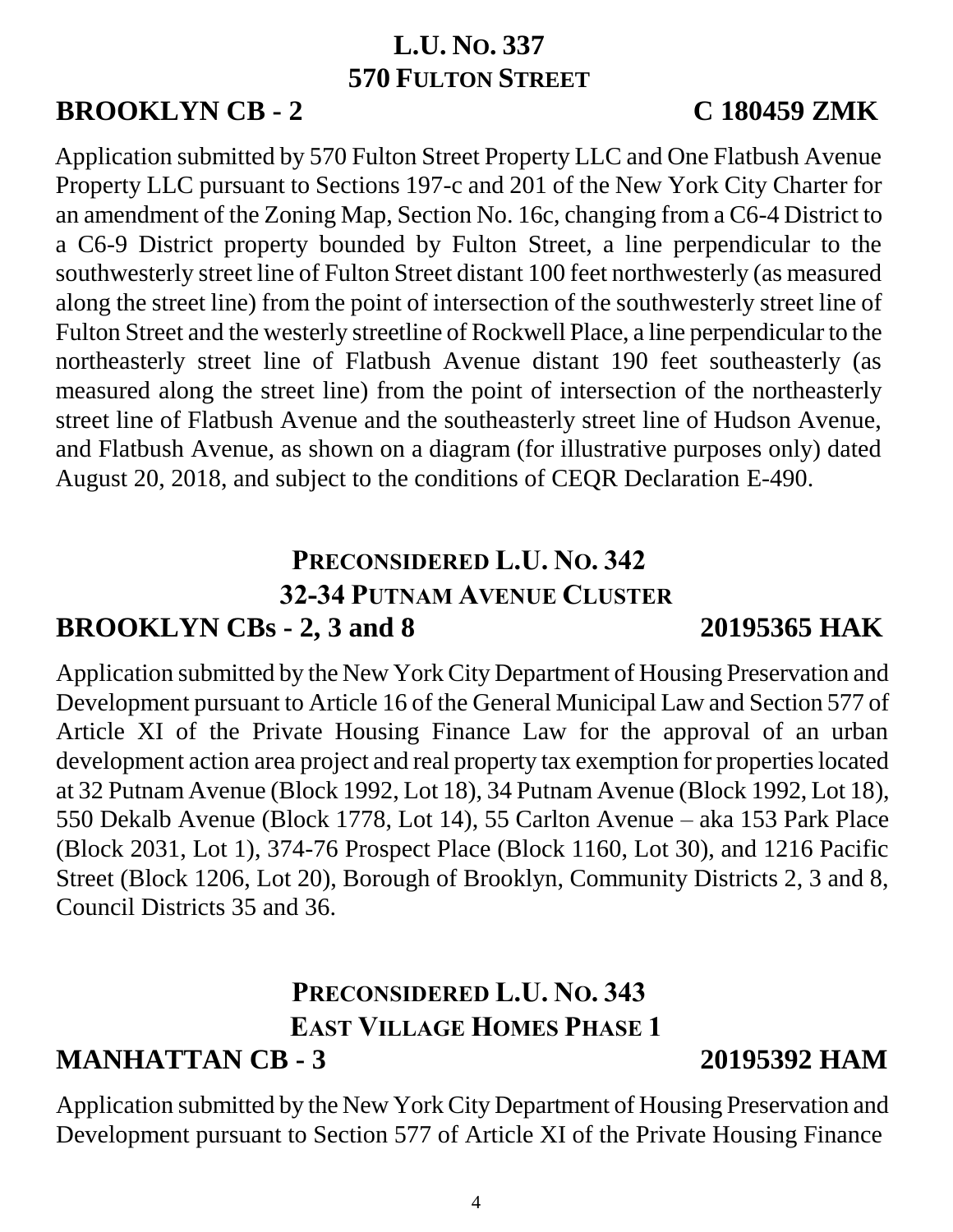## L.U. No. 337
## 570 Fulton Street

**BROOKLYN CB - 2** **C 180459 ZMK**

Application submitted by 570 Fulton Street Property LLC and One Flatbush Avenue Property LLC pursuant to Sections 197-c and 201 of the New York City Charter for an amendment of the Zoning Map, Section No. 16c, changing from a C6-4 District to a C6-9 District property bounded by Fulton Street, a line perpendicular to the southwesterly street line of Fulton Street distant 100 feet northwesterly (as measured along the street line) from the point of intersection of the southwesterly street line of Fulton Street and the westerly streetline of Rockwell Place, a line perpendicular to the northeasterly street line of Flatbush Avenue distant 190 feet southeasterly (as measured along the street line) from the point of intersection of the northeasterly street line of Flatbush Avenue and the southeasterly street line of Hudson Avenue, and Flatbush Avenue, as shown on a diagram (for illustrative purposes only) dated August 20, 2018, and subject to the conditions of CEQR Declaration E-490.

## Preconsidered L.U. No. 342
## 32-34 Putnam Avenue Cluster

**BROOKLYN CBs - 2, 3 and 8** **20195365 HAK**

Application submitted by the New York City Department of Housing Preservation and Development pursuant to Article 16 of the General Municipal Law and Section 577 of Article XI of the Private Housing Finance Law for the approval of an urban development action area project and real property tax exemption for properties located at 32 Putnam Avenue (Block 1992, Lot 18), 34 Putnam Avenue (Block 1992, Lot 18), 550 Dekalb Avenue (Block 1778, Lot 14), 55 Carlton Avenue – aka 153 Park Place (Block 2031, Lot 1), 374-76 Prospect Place (Block 1160, Lot 30), and 1216 Pacific Street (Block 1206, Lot 20), Borough of Brooklyn, Community Districts 2, 3 and 8, Council Districts 35 and 36.

## Preconsidered L.U. No. 343
## East Village Homes Phase 1

**MANHATTAN CB - 3** **20195392 HAM**

Application submitted by the New York City Department of Housing Preservation and Development pursuant to Section 577 of Article XI of the Private Housing Finance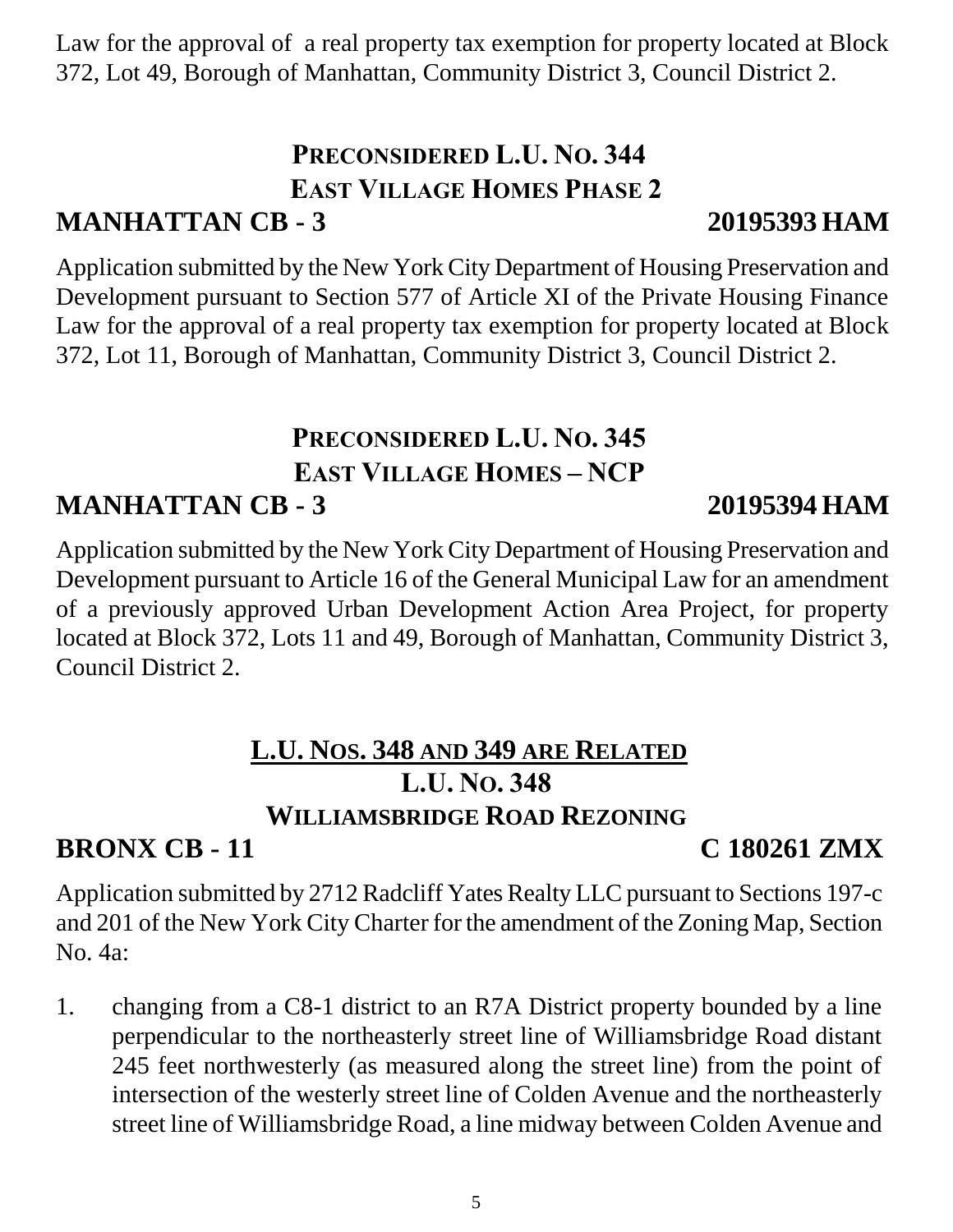Law for the approval of a real property tax exemption for property located at Block 372, Lot 49, Borough of Manhattan, Community District 3, Council District 2.

## PRECONSIDERED L.U. NO. 344
## EAST VILLAGE HOMES PHASE 2
**MANHATTAN CB - 3** **20195393 HAM**

Application submitted by the New York City Department of Housing Preservation and Development pursuant to Section 577 of Article XI of the Private Housing Finance Law for the approval of a real property tax exemption for property located at Block 372, Lot 11, Borough of Manhattan, Community District 3, Council District 2.

## PRECONSIDERED L.U. NO. 345
## EAST VILLAGE HOMES – NCP
**MANHATTAN CB - 3** **20195394 HAM**

Application submitted by the New York City Department of Housing Preservation and Development pursuant to Article 16 of the General Municipal Law for an amendment of a previously approved Urban Development Action Area Project, for property located at Block 372, Lots 11 and 49, Borough of Manhattan, Community District 3, Council District 2.

## L.U. NOS. 348 AND 349 ARE RELATED
## L.U. NO. 348
## WILLIAMSBRIDGE ROAD REZONING
**BRONX CB - 11** **C 180261 ZMX**

Application submitted by 2712 Radcliff Yates Realty LLC pursuant to Sections 197-c and 201 of the New York City Charter for the amendment of the Zoning Map, Section No. 4a:

1. changing from a C8-1 district to an R7A District property bounded by a line perpendicular to the northeasterly street line of Williamsbridge Road distant 245 feet northwesterly (as measured along the street line) from the point of intersection of the westerly street line of Colden Avenue and the northeasterly street line of Williamsbridge Road, a line midway between Colden Avenue and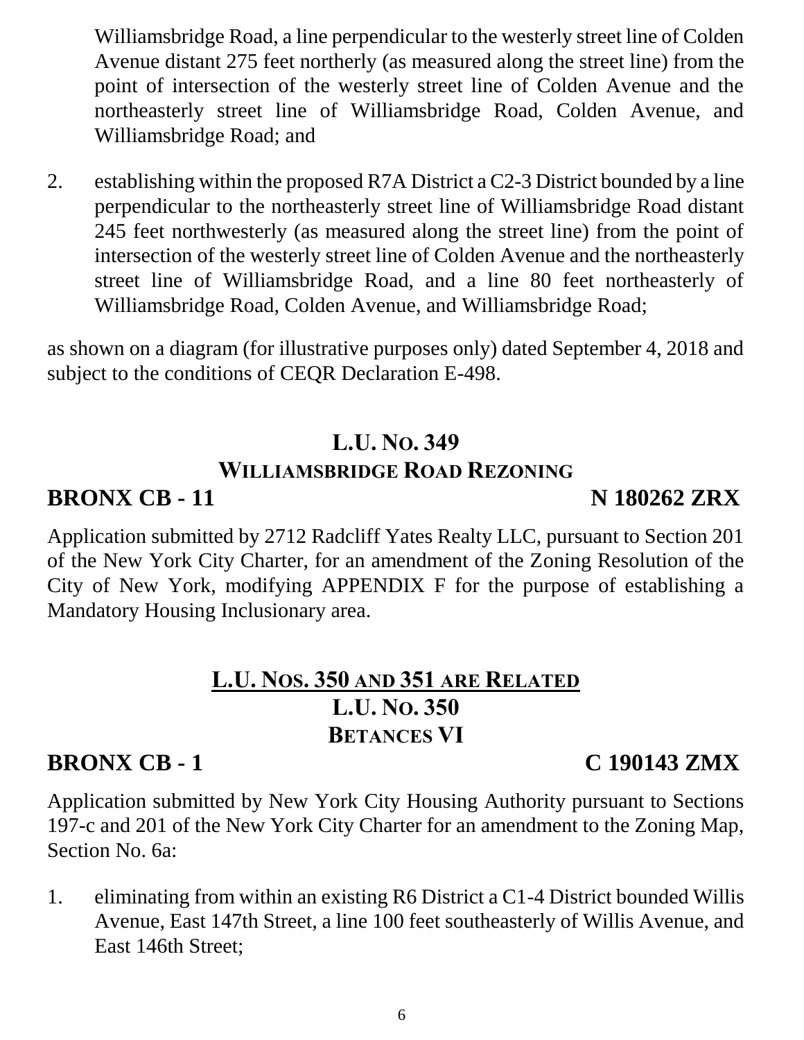Williamsbridge Road, a line perpendicular to the westerly street line of Colden Avenue distant 275 feet northerly (as measured along the street line) from the point of intersection of the westerly street line of Colden Avenue and the northeasterly street line of Williamsbridge Road, Colden Avenue, and Williamsbridge Road; and

2. establishing within the proposed R7A District a C2-3 District bounded by a line perpendicular to the northeasterly street line of Williamsbridge Road distant 245 feet northwesterly (as measured along the street line) from the point of intersection of the westerly street line of Colden Avenue and the northeasterly street line of Williamsbridge Road, and a line 80 feet northeasterly of Williamsbridge Road, Colden Avenue, and Williamsbridge Road;

as shown on a diagram (for illustrative purposes only) dated September 4, 2018 and subject to the conditions of CEQR Declaration E-498.

## L.U. No. 349
## Williamsbridge Road Rezoning

**BRONX CB - 11** **N 180262 ZRX**

Application submitted by 2712 Radcliff Yates Realty LLC, pursuant to Section 201 of the New York City Charter, for an amendment of the Zoning Resolution of the City of New York, modifying APPENDIX F for the purpose of establishing a Mandatory Housing Inclusionary area.

## L.U. Nos. 350 and 351 are Related
## L.U. No. 350
## Betances VI

**BRONX CB - 1** **C 190143 ZMX**

Application submitted by New York City Housing Authority pursuant to Sections 197-c and 201 of the New York City Charter for an amendment to the Zoning Map, Section No. 6a:

1. eliminating from within an existing R6 District a C1-4 District bounded Willis Avenue, East 147th Street, a line 100 feet southeasterly of Willis Avenue, and East 146th Street;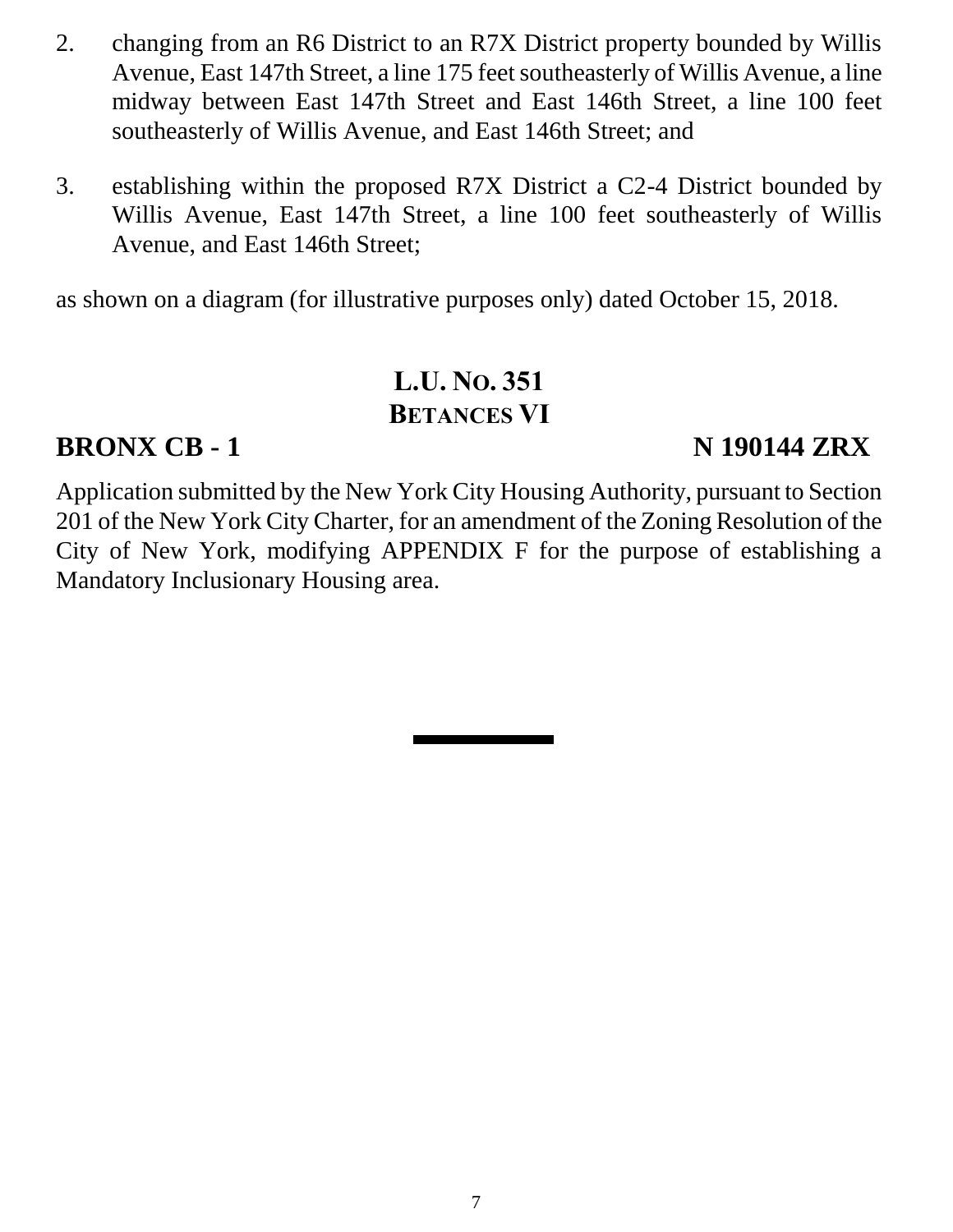2. changing from an R6 District to an R7X District property bounded by Willis Avenue, East 147th Street, a line 175 feet southeasterly of Willis Avenue, a line midway between East 147th Street and East 146th Street, a line 100 feet southeasterly of Willis Avenue, and East 146th Street; and

3. establishing within the proposed R7X District a C2-4 District bounded by Willis Avenue, East 147th Street, a line 100 feet southeasterly of Willis Avenue, and East 146th Street;

as shown on a diagram (for illustrative purposes only) dated October 15, 2018.

## L.U. No. 351
## Betances VI

**BRONX CB - 1** **N 190144 ZRX**

Application submitted by the New York City Housing Authority, pursuant to Section 201 of the New York City Charter, for an amendment of the Zoning Resolution of the City of New York, modifying APPENDIX F for the purpose of establishing a Mandatory Inclusionary Housing area.